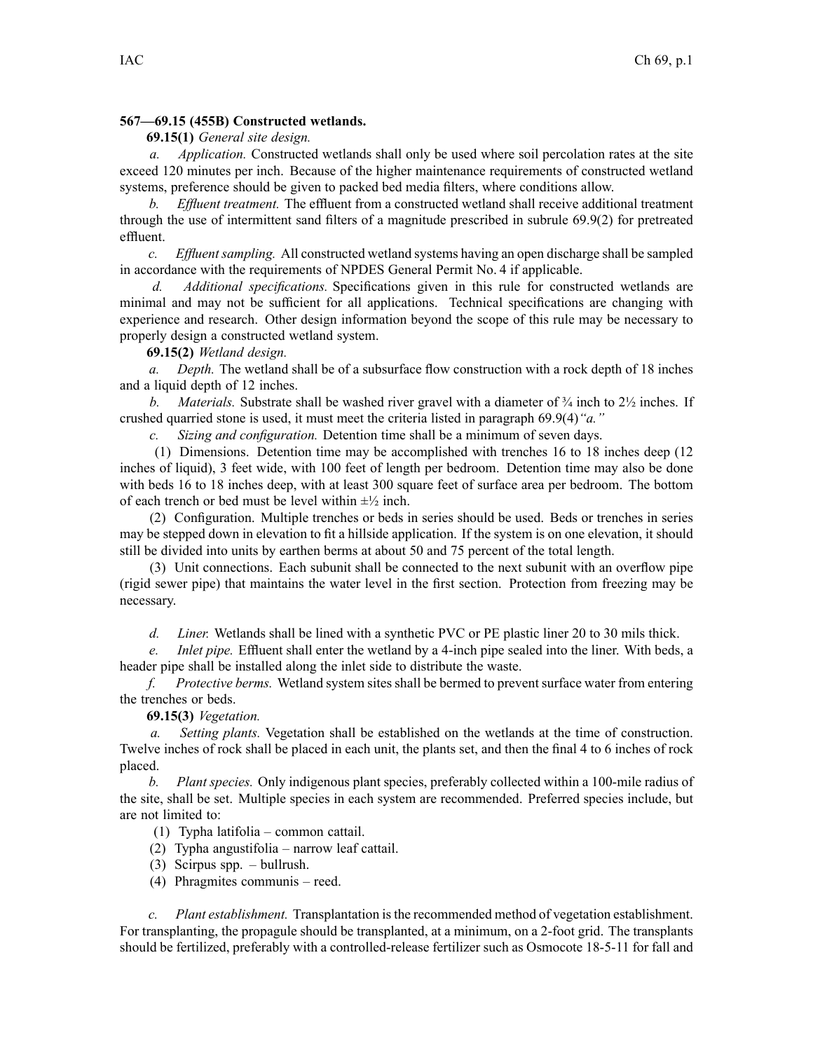**567—69.15 (455B) Constructed wetlands.**

**69.15(1)** *General site design.*

*a. Application.* Constructed wetlands shall only be used where soil percolation rates at the site exceed 120 minutes per inch. Because of the higher maintenance requirements of constructed wetland systems, preference should be given to packed bed media filters, where conditions allow.

*b. Effluent treatment.* The effluent from a constructed wetland shall receive additional treatment through the use of intermittent sand filters of a magnitude prescribed in subrule 69.9(2) for pretreated effluent.

*c. Effluent sampling.* All constructed wetland systems having an open discharge shall be sampled in accordance with the requirements of NPDES General Permit No. 4 if applicable.

*d. Additional specifications.* Specifications given in this rule for constructed wetlands are minimal and may not be sufficient for all applications. Technical specifications are changing with experience and research. Other design information beyond the scope of this rule may be necessary to properly design a constructed wetland system.

**69.15(2)** *Wetland design.*

*a. Depth.* The wetland shall be of a subsurface flow construction with a rock depth of 18 inches and a liquid depth of 12 inches.

*b. Materials.* Substrate shall be washed river gravel with a diameter of ¾ inch to 2½ inches. If crushed quarried stone is used, it must meet the criteria listed in paragraph 69.9(4)*"a."*

*c. Sizing and configuration.* Detention time shall be a minimum of seven days.

(1) Dimensions. Detention time may be accomplished with trenches 16 to 18 inches deep (12 inches of liquid), 3 feet wide, with 100 feet of length per bedroom. Detention time may also be done with beds 16 to 18 inches deep, with at least 300 square feet of surface area per bedroom. The bottom of each trench or bed must be level within ±½ inch.

(2) Configuration. Multiple trenches or beds in series should be used. Beds or trenches in series may be stepped down in elevation to fit a hillside application. If the system is on one elevation, it should still be divided into units by earthen berms at about 50 and 75 percent of the total length.

(3) Unit connections. Each subunit shall be connected to the next subunit with an overflow pipe (rigid sewer pipe) that maintains the water level in the first section. Protection from freezing may be necessary.

*d. Liner.* Wetlands shall be lined with a synthetic PVC or PE plastic liner 20 to 30 mils thick.

*e. Inlet pipe.* Effluent shall enter the wetland by a 4-inch pipe sealed into the liner. With beds, a header pipe shall be installed along the inlet side to distribute the waste.

*f. Protective berms.* Wetland system sites shall be bermed to prevent surface water from entering the trenches or beds.

**69.15(3)** *Vegetation.*

*a. Setting plants.* Vegetation shall be established on the wetlands at the time of construction. Twelve inches of rock shall be placed in each unit, the plants set, and then the final 4 to 6 inches of rock placed.

*b. Plant species.* Only indigenous plant species, preferably collected within a 100-mile radius of the site, shall be set. Multiple species in each system are recommended. Preferred species include, but are not limited to:

(1) Typha latifolia – common cattail.

(2) Typha angustifolia – narrow leaf cattail.

(3) Scirpus spp. – bullrush.

(4) Phragmites communis – reed.

*c. Plant establishment.* Transplantation is the recommended method of vegetation establishment. For transplanting, the propagule should be transplanted, at a minimum, on a 2-foot grid. The transplants should be fertilized, preferably with a controlled-release fertilizer such as Osmocote 18-5-11 for fall and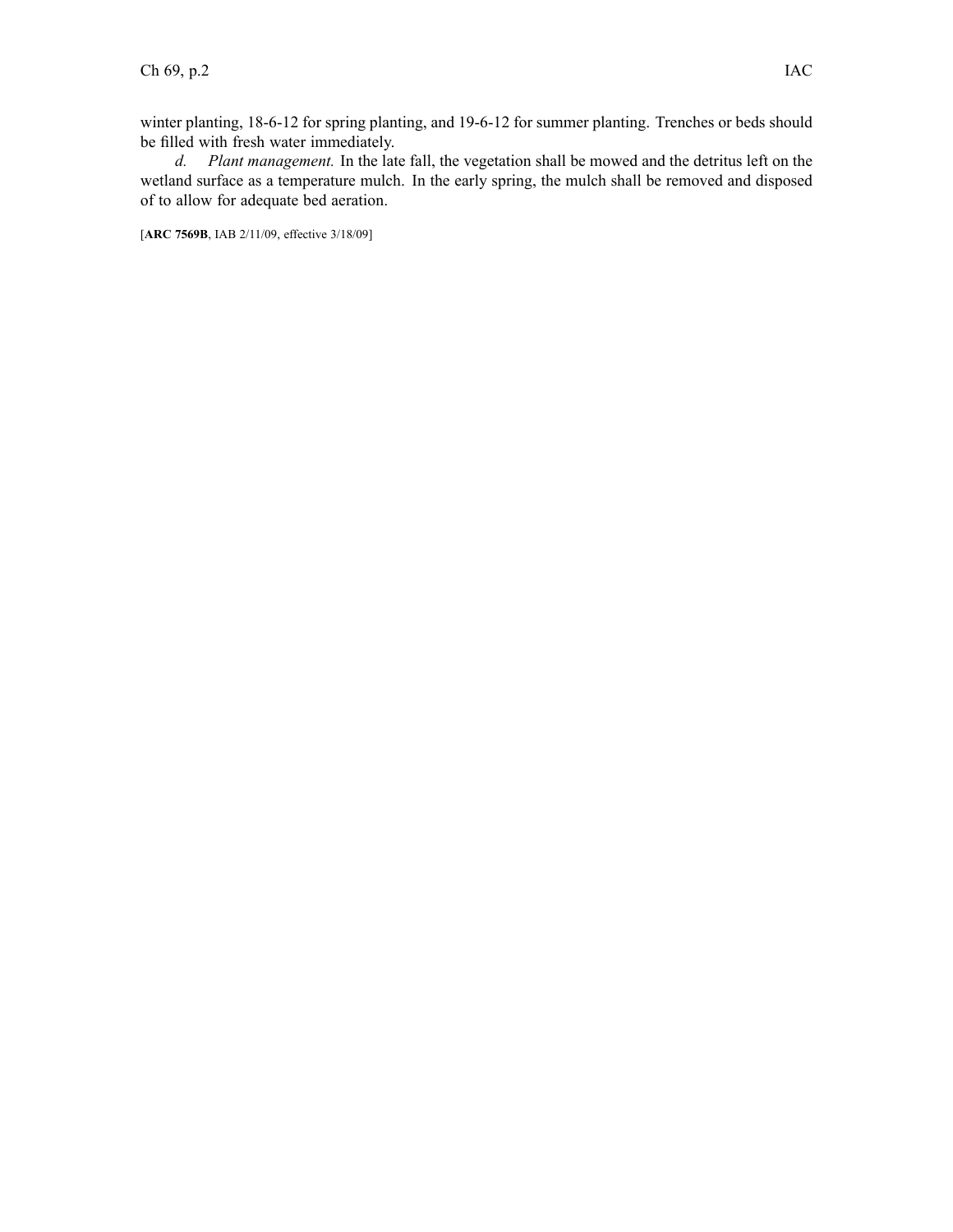winter planting, 18-6-12 for spring planting, and 19-6-12 for summer planting. Trenches or beds should be filled with fresh water immediately.

*d. Plant management.* In the late fall, the vegetation shall be mowed and the detritus left on the wetland surface as a temperature mulch. In the early spring, the mulch shall be removed and disposed of to allow for adequate bed aeration.

[**ARC 7569B**, IAB 2/11/09, effective 3/18/09]